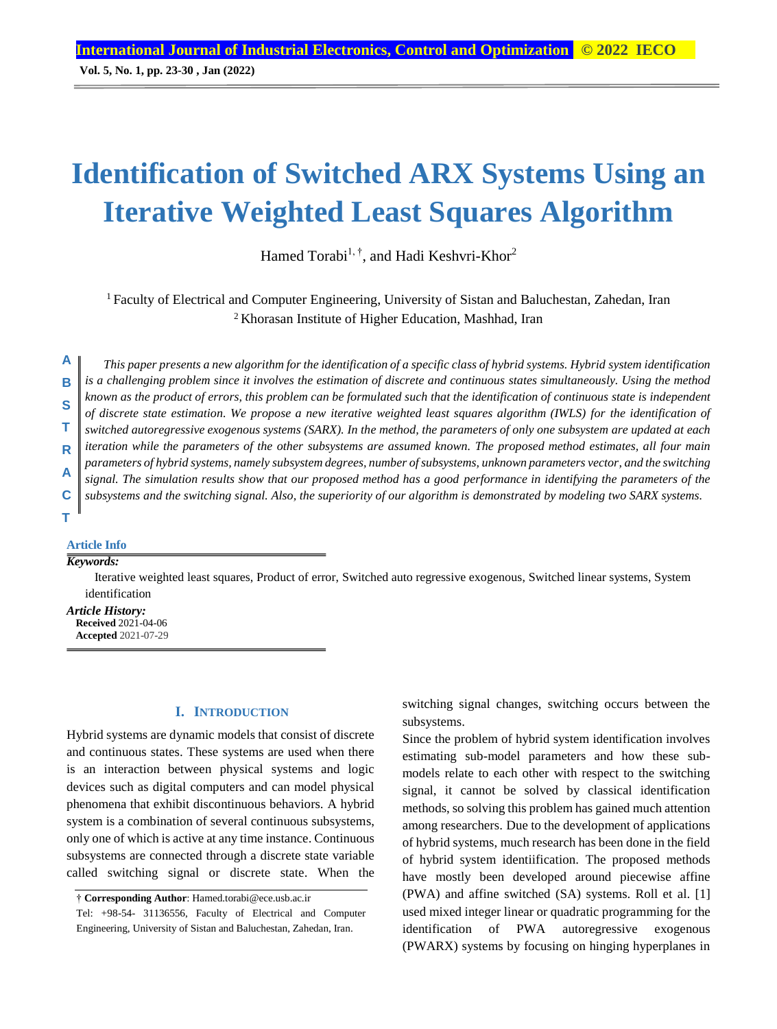# Identification of Switched ARX Systems Using an Iterative Weighted Least Squares Algorithm

Hamed Torabi[1, †], and Hadi Keshvri-Khor[2]

[1] Faculty of Electrical and Computer Engineering, University of Sistan and Baluchestan, Zahedan, Iran
[2] Khorasan Institute of Higher Education, Mashhad, Iran

## ABSTRACT

*This paper presents a new algorithm for the identification of a specific class of hybrid systems. Hybrid system identification is a challenging problem since it involves the estimation of discrete and continuous states simultaneously. Using the method known as the product of errors, this problem can be formulated such that the identification of continuous state is independent of discrete state estimation. We propose a new iterative weighted least squares algorithm (IWLS) for the identification of switched autoregressive exogenous systems (SARX). In the method, the parameters of only one subsystem are updated at each iteration while the parameters of the other subsystems are assumed known. The proposed method estimates, all four main parameters of hybrid systems, namely subsystem degrees, number of subsystems, unknown parameters vector, and the switching signal. The simulation results show that our proposed method has a good performance in identifying the parameters of the subsystems and the switching signal. Also, the superiority of our algorithm is demonstrated by modeling two SARX systems.*

**Article Info**

***Keywords:***

Iterative weighted least squares, Product of error, Switched auto regressive exogenous, Switched linear systems, System identification

***Article History:***

**Received** 2021-04-06
**Accepted** 2021-07-29

## I. INTRODUCTION

Hybrid systems are dynamic models that consist of discrete and continuous states. These systems are used when there is an interaction between physical systems and logic devices such as digital computers and can model physical phenomena that exhibit discontinuous behaviors. A hybrid system is a combination of several continuous subsystems, only one of which is active at any time instance. Continuous subsystems are connected through a discrete state variable called switching signal or discrete state. When the switching signal changes, switching occurs between the subsystems.

Since the problem of hybrid system identification involves estimating sub-model parameters and how these sub-models relate to each other with respect to the switching signal, it cannot be solved by classical identification methods, so solving this problem has gained much attention among researchers. Due to the development of applications of hybrid systems, much research has been done in the field of hybrid system identiification. The proposed methods have mostly been developed around piecewise affine (PWA) and affine switched (SA) systems. Roll et al. [1] used mixed integer linear or quadratic programming for the identification of PWA autoregressive exogenous (PWARX) systems by focusing on hinging hyperplanes in

† **Corresponding Author**: Hamed.torabi@ece.usb.ac.ir
Tel: +98-54- 31136556, Faculty of Electrical and Computer Engineering, University of Sistan and Baluchestan, Zahedan, Iran.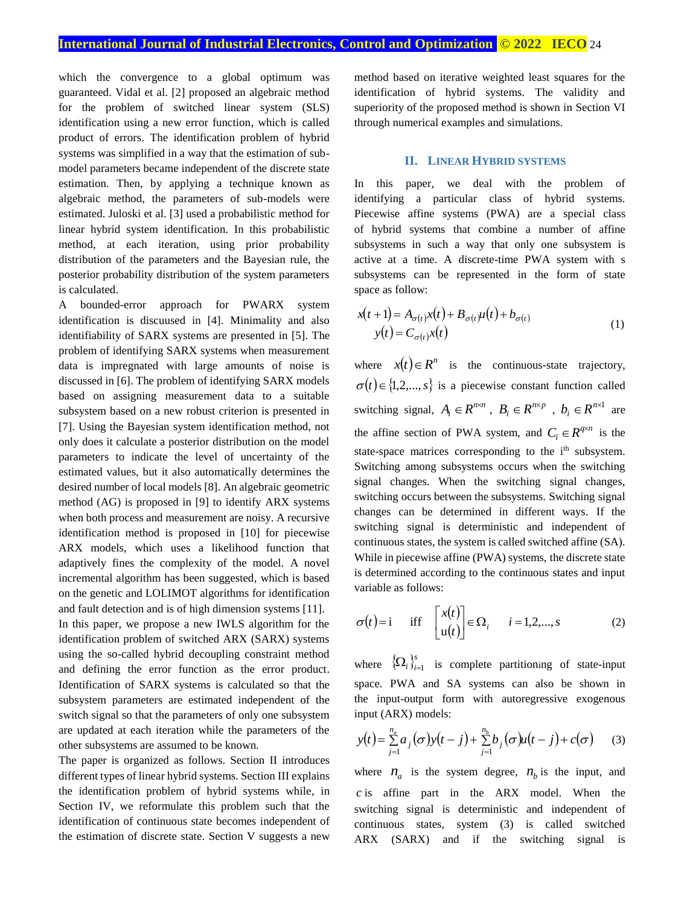which the convergence to a global optimum was guaranteed. Vidal et al. [2] proposed an algebraic method for the problem of switched linear system (SLS) identification using a new error function, which is called product of errors. The identification problem of hybrid systems was simplified in a way that the estimation of sub-model parameters became independent of the discrete state estimation. Then, by applying a technique known as algebraic method, the parameters of sub-models were estimated. Juloski et al. [3] used a probabilistic method for linear hybrid system identification. In this probabilistic method, at each iteration, using prior probability distribution of the parameters and the Bayesian rule, the posterior probability distribution of the system parameters is calculated.

A bounded-error approach for PWARX system identification is discussed in [4]. Minimality and also identifiability of SARX systems are presented in [5]. The problem of identifying SARX systems when measurement data is impregnated with large amounts of noise is discussed in [6]. The problem of identifying SARX models based on assigning measurement data to a suitable subsystem based on a new robust criterion is presented in [7]. Using the Bayesian system identification method, not only does it calculate a posterior distribution on the model parameters to indicate the level of uncertainty of the estimated values, but it also automatically determines the desired number of local models [8]. An algebraic geometric method (AG) is proposed in [9] to identify ARX systems when both process and measurement are noisy. A recursive identification method is proposed in [10] for piecewise ARX models, which uses a likelihood function that adaptively fines the complexity of the model. A novel incremental algorithm has been suggested, which is based on the genetic and LOLIMOT algorithms for identification and fault detection and is of high dimension systems [11].

In this paper, we propose a new IWLS algorithm for the identification problem of switched ARX (SARX) systems using the so-called hybrid decoupling constraint method and defining the error function as the error product. Identification of SARX systems is calculated so that the subsystem parameters are estimated independent of the switch signal so that the parameters of only one subsystem are updated at each iteration while the parameters of the other subsystems are assumed to be known.

The paper is organized as follows. Section II introduces different types of linear hybrid systems. Section III explains the identification problem of hybrid systems while, in Section IV, we reformulate this problem such that the identification of continuous state becomes independent of the estimation of discrete state. Section V suggests a new method based on iterative weighted least squares for the identification of hybrid systems. The validity and superiority of the proposed method is shown in Section VI through numerical examples and simulations.

## II. Linear Hybrid Systems

In this paper, we deal with the problem of identifying a particular class of hybrid systems. Piecewise affine systems (PWA) are a special class of hybrid systems that combine a number of affine subsystems in such a way that only one subsystem is active at a time. A discrete-time PWA system with s subsystems can be represented in the form of state space as follow:

$$x(t+1) = A_{\sigma(t)}x(t) + B_{\sigma(t)}u(t) + b_{\sigma(t)} \\ y(t) = C_{\sigma(t)}x(t) \tag{1}$$

where $x(t) \in R^n$ is the continuous-state trajectory, $\sigma(t) \in \{1,2,...,s\}$ is a piecewise constant function called switching signal, $A_i \in R^{n \times n}$, $B_i \in R^{n \times p}$, $b_i \in R^{n \times 1}$ are the affine section of PWA system, and $C_i \in R^{q \times n}$ is the state-space matrices corresponding to the i[th] subsystem. Switching among subsystems occurs when the switching signal changes. When the switching signal changes, switching occurs between the subsystems. Switching signal changes can be determined in different ways. If the switching signal is deterministic and independent of continuous states, the system is called switched affine (SA). While in piecewise affine (PWA) systems, the discrete state is determined according to the continuous states and input variable as follows:

$$\sigma(t) = \text{i} \quad \text{iff} \quad \begin{bmatrix} x(t) \\ \text{u}(t) \end{bmatrix} \in \Omega_i \quad i = 1,2,...,s \tag{2}$$

where $\{\Omega_i\}_{i=1}^{s}$ is complete partitioning of state-input space. PWA and SA systems can also be shown in the input-output form with autoregressive exogenous input (ARX) models:

$$y(t) = \sum_{j=1}^{n_a} a_j(\sigma)y(t-j) + \sum_{j=1}^{n_b} b_j(\sigma)u(t-j) + c(\sigma) \tag{3}$$

where $n_a$ is the system degree, $n_b$ is the input, and $c$ is affine part in the ARX model. When the switching signal is deterministic and independent of continuous states, system (3) is called switched ARX (SARX) and if the switching signal is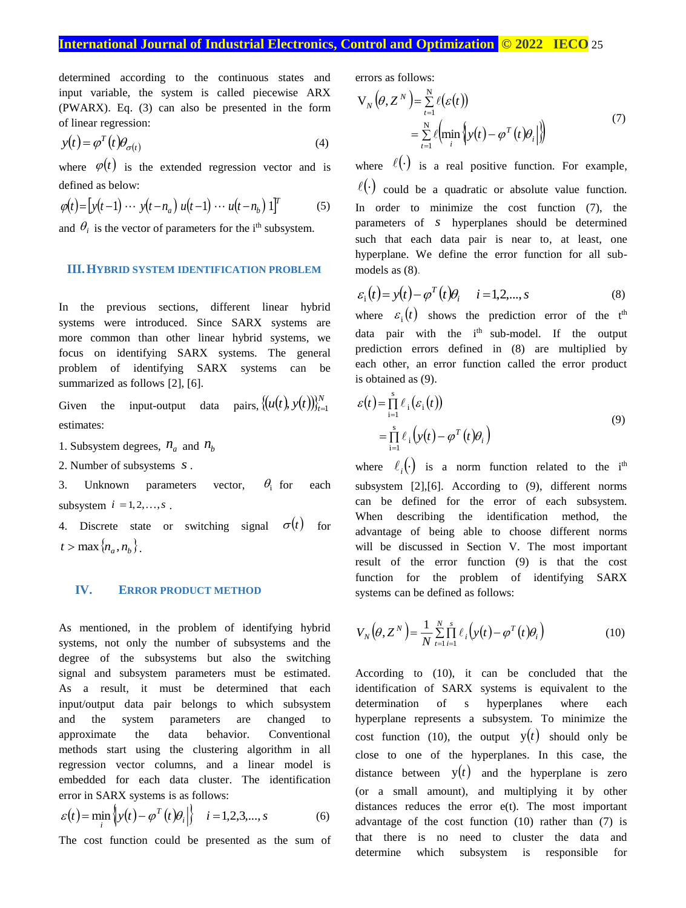determined according to the continuous states and input variable, the system is called piecewise ARX (PWARX). Eq. (3) can also be presented in the form of linear regression:

$$y(t)=\varphi^T(t)\theta_{\sigma(t)} \tag{4}$$

where $\varphi(t)$ is the extended regression vector and is defined as below:

$$\varphi(t)=\left[y(t-1)\cdots y(t-n_a)\; u(t-1)\cdots u(t-n_b)\; 1\right]^T \tag{5}$$

and $\theta_i$ is the vector of parameters for the i[th] subsystem.

## III. HYBRID SYSTEM IDENTIFICATION PROBLEM

In the previous sections, different linear hybrid systems were introduced. Since SARX systems are more common than other linear hybrid systems, we focus on identifying SARX systems. The general problem of identifying SARX systems can be summarized as follows [2], [6].

Given the input-output data pairs, $\{(u(t), y(t))\}_{t=1}^N$ estimates:

1. Subsystem degrees, $n_a$ and $n_b$
2. Number of subsystems $s$.
3. Unknown parameters vector, $\theta_i$ for each subsystem $i=1,2,\ldots,s$.
4. Discrete state or switching signal $\sigma(t)$ for $t>\max\{n_a,n_b\}$.

## IV. ERROR PRODUCT METHOD

As mentioned, in the problem of identifying hybrid systems, not only the number of subsystems and the degree of the subsystems but also the switching signal and subsystem parameters must be estimated. As a result, it must be determined that each input/output data pair belongs to which subsystem and the system parameters are changed to approximate the data behavior. Conventional methods start using the clustering algorithm in all regression vector columns, and a linear model is embedded for each data cluster. The identification error in SARX systems is as follows:

$$\varepsilon(t)=\min_i\left\{\left|y(t)-\varphi^T(t)\theta_i\right|\right\} \quad i=1,2,3,\ldots,s \tag{6}$$

The cost function could be presented as the sum of errors as follows:

$$\begin{aligned}
V_N\left(\theta,Z^N\right)&=\sum_{t=1}^{N}\ell(\varepsilon(t))\\
&=\sum_{t=1}^{N}\ell\left(\min_i\left\{\left|y(t)-\varphi^T(t)\theta_i\right|\right\}\right)
\end{aligned} \tag{7}$$

where $\ell(\cdot)$ is a real positive function. For example, $\ell(\cdot)$ could be a quadratic or absolute value function. In order to minimize the cost function (7), the parameters of $s$ hyperplanes should be determined such that each data pair is near to, at least, one hyperplane. We define the error function for all sub-models as (8).

$$\varepsilon_i(t)=y(t)-\varphi^T(t)\theta_i \quad i=1,2,\ldots,s \tag{8}$$

where $\varepsilon_i(t)$ shows the prediction error of the t[th] data pair with the i[th] sub-model. If the output prediction errors defined in (8) are multiplied by each other, an error function called the error product is obtained as (9).

$$\begin{aligned}
\varepsilon(t)&=\prod_{i=1}^{s}\ell_i\left(\varepsilon_i(t)\right)\\
&=\prod_{i=1}^{s}\ell_i\left(y(t)-\varphi^T(t)\theta_i\right)
\end{aligned} \tag{9}$$

where $\ell_i(\cdot)$ is a norm function related to the i[th] subsystem [2],[6]. According to (9), different norms can be defined for the error of each subsystem. When describing the identification method, the advantage of being able to choose different norms will be discussed in Section V. The most important result of the error function (9) is that the cost function for the problem of identifying SARX systems can be defined as follows:

$$V_N\left(\theta,Z^N\right)=\frac{1}{N}\sum_{t=1}^{N}\prod_{i=1}^{s}\ell_i\left(y(t)-\varphi^T(t)\theta_i\right) \tag{10}$$

According to (10), it can be concluded that the identification of SARX systems is equivalent to the determination of s hyperplanes where each hyperplane represents a subsystem. To minimize the cost function (10), the output $y(t)$ should only be close to one of the hyperplanes. In this case, the distance between $y(t)$ and the hyperplane is zero (or a small amount), and multiplying it by other distances reduces the error e(t). The most important advantage of the cost function (10) rather than (7) is that there is no need to cluster the data and determine which subsystem is responsible for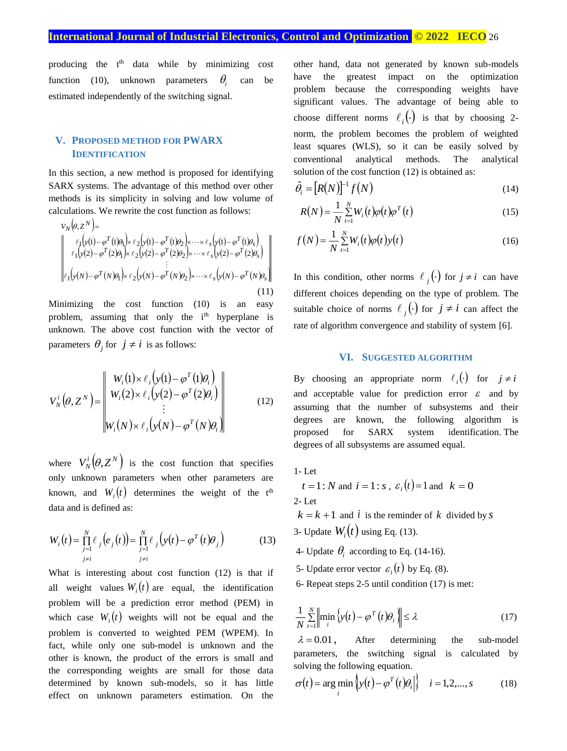producing the $t^{th}$ data while by minimizing cost function (10), unknown parameters $\theta_i$ can be estimated independently of the switching signal.

## V. Proposed Method for PWARX Identification

In this section, a new method is proposed for identifying SARX systems. The advantage of this method over other methods is its simplicity in solving and low volume of calculations. We rewrite the cost function as follows:

$$V_N(\theta, Z^N) = \left\| \begin{matrix} \ell_1(y(1)-\varphi^T(1)\theta_1)\times \ell_2(y(1)-\varphi^T(1)\theta_2)\times\cdots\times \ell_s(y(1)-\varphi^T(1)\theta_s) \\ \ell_1(y(2)-\varphi^T(2)\theta_1)\times \ell_2(y(2)-\varphi^T(2)\theta_2)\times\cdots\times \ell_s(y(2)-\varphi^T(2)\theta_s) \\ \vdots \\ \ell_1(y(N)-\varphi^T(N)\theta_1)\times \ell_2(y(N)-\varphi^T(N)\theta_2)\times\cdots\times \ell_s(y(N)-\varphi^T(N)\theta_s) \end{matrix} \right\| \tag{11}$$

Minimizing the cost function (10) is an easy problem, assuming that only the $i^{th}$ hyperplane is unknown. The above cost function with the vector of parameters $\theta_j$ for $j \neq i$ is as follows:

$$V_N^i(\theta, Z^N) = \left\| \begin{matrix} W_i(1)\times \ell_i(y(1)-\varphi^T(1)\theta_i) \\ W_i(2)\times \ell_i(y(2)-\varphi^T(2)\theta_i) \\ \vdots \\ W_i(N)\times \ell_i(y(N)-\varphi^T(N)\theta_i) \end{matrix} \right\| \tag{12}$$

where $V_N^i(\theta, Z^N)$ is the cost function that specifies only unknown parameters when other parameters are known, and $W_i(t)$ determines the weight of the $t^{th}$ data and is defined as:

$$W_i(t) = \prod_{\substack{j=1 \\ j\neq i}}^{N} \ell_j(e_j(t)) = \prod_{\substack{j=1 \\ j\neq i}}^{N} \ell_j(y(t)-\varphi^T(t)\theta_j) \tag{13}$$

What is interesting about cost function (12) is that if all weight values $W_i(t)$ are equal, the identification problem will be a prediction error method (PEM) in which case $W_i(t)$ weights will not be equal and the problem is converted to weighted PEM (WPEM). In fact, while only one sub-model is unknown and the other is known, the product of the errors is small and the corresponding weights are small for those data determined by known sub-models, so it has little effect on unknown parameters estimation. On the other hand, data not generated by known sub-models have the greatest impact on the optimization problem because the corresponding weights have significant values. The advantage of being able to choose different norms $\ell_i(\cdot)$ is that by choosing 2-norm, the problem becomes the problem of weighted least squares (WLS), so it can be easily solved by conventional analytical methods. The analytical solution of the cost function (12) is obtained as:

$$\hat{\theta}_i = [R(N)]^{-1} f(N) \tag{14}$$

$$R(N) = \frac{1}{N}\sum_{t=1}^{N} W_i(t)\varphi(t)\varphi^T(t) \tag{15}$$

$$f(N) = \frac{1}{N}\sum_{t=1}^{N} W_i(t)\varphi(t)y(t) \tag{16}$$

In this condition, other norms $\ell_j(\cdot)$ for $j \neq i$ can have different choices depending on the type of problem. The suitable choice of norms $\ell_j(\cdot)$ for $j \neq i$ can affect the rate of algorithm convergence and stability of system [6].

## VI. Suggested Algorithm

By choosing an appropriate norm $\ell_i(\cdot)$ for $j \neq i$ and acceptable value for prediction error $\varepsilon$ and by assuming that the number of subsystems and their degrees are known, the following algorithm is proposed for SARX system identification. The degrees of all subsystems are assumed equal.

1- Let
$t = 1:N$ and $i = 1:s$, $\varepsilon_i(t) = 1$ and $k = 0$

2- Let
$k = k+1$ and $i$ is the reminder of $k$ divided by $s$

3- Update $W_i(t)$ using Eq. (13).

4- Update $\theta_i$ according to Eq. (14-16).

5- Update error vector $\varepsilon_i(t)$ by Eq. (8).

6- Repeat steps 2-5 until condition (17) is met:

$$\frac{1}{N}\sum_{t=1}^{N} \left\| \min_i \left\{ y(t)-\varphi^T(t)\theta_i \right\} \right\| \leq \lambda \tag{17}$$

$\lambda = 0.01$, After determining the sub-model parameters, the switching signal is calculated by solving the following equation.

$$\sigma(t) = \arg\min_i \left\{ \left| y(t)-\varphi^T(t)\theta_i \right| \right\} \quad i = 1,2,\ldots,s \tag{18}$$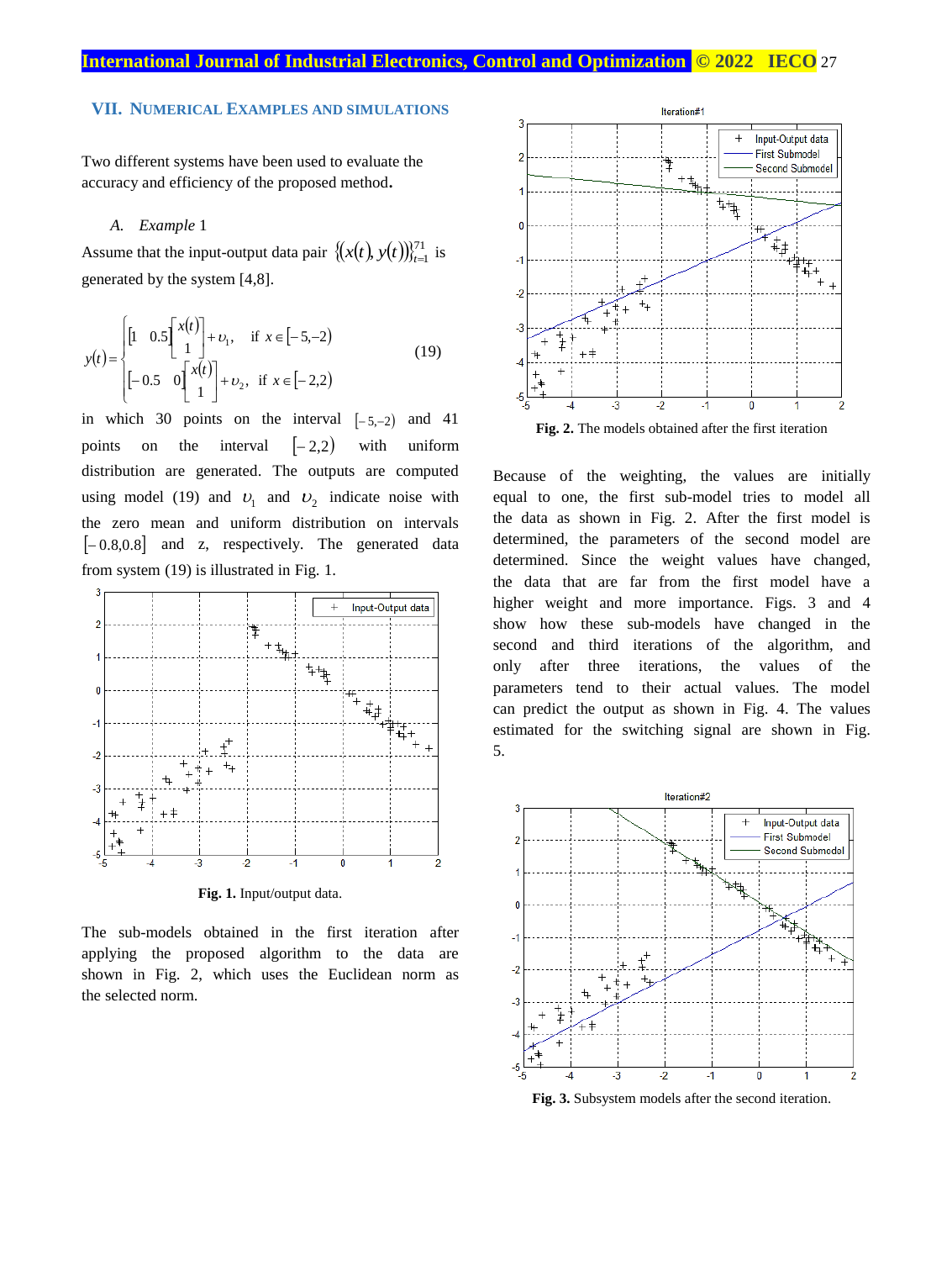## VII. Numerical Examples and Simulations

Two different systems have been used to evaluate the accuracy and efficiency of the proposed method**.**

### *A. Example* 1

Assume that the input-output data pair $\{(x(t), y(t))\}_{t=1}^{71}$ is generated by the system [4,8].

$$y(t) = \begin{cases} \begin{bmatrix} 1 & 0.5 \end{bmatrix} \begin{bmatrix} x(t) \\ 1 \end{bmatrix} + \upsilon_1, & \text{if } x \in [-5,-2) \\ \begin{bmatrix} -0.5 & 0 \end{bmatrix} \begin{bmatrix} x(t) \\ 1 \end{bmatrix} + \upsilon_2, & \text{if } x \in [-2,2) \end{cases} \quad (19)$$

in which 30 points on the interval $[-5,-2)$ and 41 points on the interval $[-2,2)$ with uniform distribution are generated. The outputs are computed using model (19) and $\upsilon_1$ and $\upsilon_2$ indicate noise with the zero mean and uniform distribution on intervals $[-0.8,0.8]$ and z, respectively. The generated data from system (19) is illustrated in Fig. 1.

**Fig. 1.** Input/output data.

The sub-models obtained in the first iteration after applying the proposed algorithm to the data are shown in Fig. 2, which uses the Euclidean norm as the selected norm.

**Fig. 2.** The models obtained after the first iteration

Because of the weighting, the values are initially equal to one, the first sub-model tries to model all the data as shown in Fig. 2. After the first model is determined, the parameters of the second model are determined. Since the weight values have changed, the data that are far from the first model have a higher weight and more importance. Figs. 3 and 4 show how these sub-models have changed in the second and third iterations of the algorithm, and only after three iterations, the values of the parameters tend to their actual values. The model can predict the output as shown in Fig. 4. The values estimated for the switching signal are shown in Fig. 5.

**Fig. 3.** Subsystem models after the second iteration.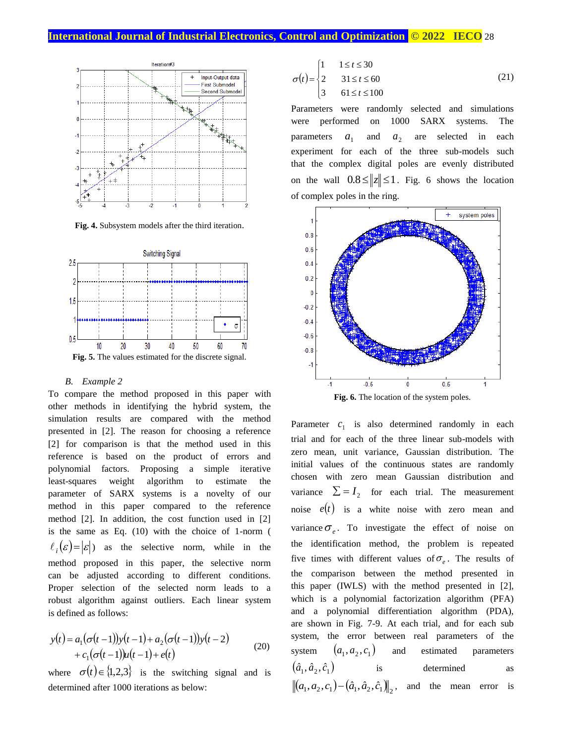Fig. 4. Subsystem models after the third iteration.

Fig. 5. The values estimated for the discrete signal.

### B. *Example 2*

To compare the method proposed in this paper with other methods in identifying the hybrid system, the simulation results are compared with the method presented in [2]. The reason for choosing a reference [2] for comparison is that the method used in this reference is based on the product of errors and polynomial factors. Proposing a simple iterative least-squares weight algorithm to estimate the parameter of SARX systems is a novelty of our method in this paper compared to the reference method [2]. In addition, the cost function used in [2] is the same as Eq. (10) with the choice of 1-norm ( $\ell_i(\varepsilon)=|\varepsilon|$) as the selective norm, while in the method proposed in this paper, the selective norm can be adjusted according to different conditions. Proper selection of the selected norm leads to a robust algorithm against outliers. Each linear system is defined as follows:

$$
\begin{aligned}
y(t) &= a_1(\sigma(t-1))y(t-1)+a_2(\sigma(t-1))y(t-2) \\
&\quad + c_1(\sigma(t-1))u(t-1)+e(t)
\end{aligned} \tag{20}
$$

where $\sigma(t)\in\{1,2,3\}$ is the switching signal and is determined after 1000 iterations as below:

$$
\sigma(t)=\begin{cases} 1 & 1\le t\le 30 \\ 2 & 31\le t\le 60 \\ 3 & 61\le t\le 100 \end{cases} \tag{21}
$$

Parameters were randomly selected and simulations were performed on 1000 SARX systems. The parameters $a_1$ and $a_2$ are selected in each experiment for each of the three sub-models such that the complex digital poles are evenly distributed on the wall $0.8\le\|z\|\le 1$. Fig. 6 shows the location of complex poles in the ring.

Fig. 6. The location of the system poles.

Parameter $c_1$ is also determined randomly in each trial and for each of the three linear sub-models with zero mean, unit variance, Gaussian distribution. The initial values of the continuous states are randomly chosen with zero mean Gaussian distribution and variance $\Sigma = I_2$ for each trial. The measurement noise $e(t)$ is a white noise with zero mean and variance $\sigma_e$. To investigate the effect of noise on the identification method, the problem is repeated five times with different values of $\sigma_e$. The results of the comparison between the method presented in this paper (IWLS) with the method presented in [2], which is a polynomial factorization algorithm (PFA) and a polynomial differentiation algorithm (PDA), are shown in Fig. 7-9. At each trial, and for each sub system, the error between real parameters of the system $(a_1,a_2,c_1)$ and estimated parameters $(\hat{a}_1,\hat{a}_2,\hat{c}_1)$ is determined as $\|(a_1,a_2,c_1)-(\hat{a}_1,\hat{a}_2,\hat{c}_1)\|_2$, and the mean error is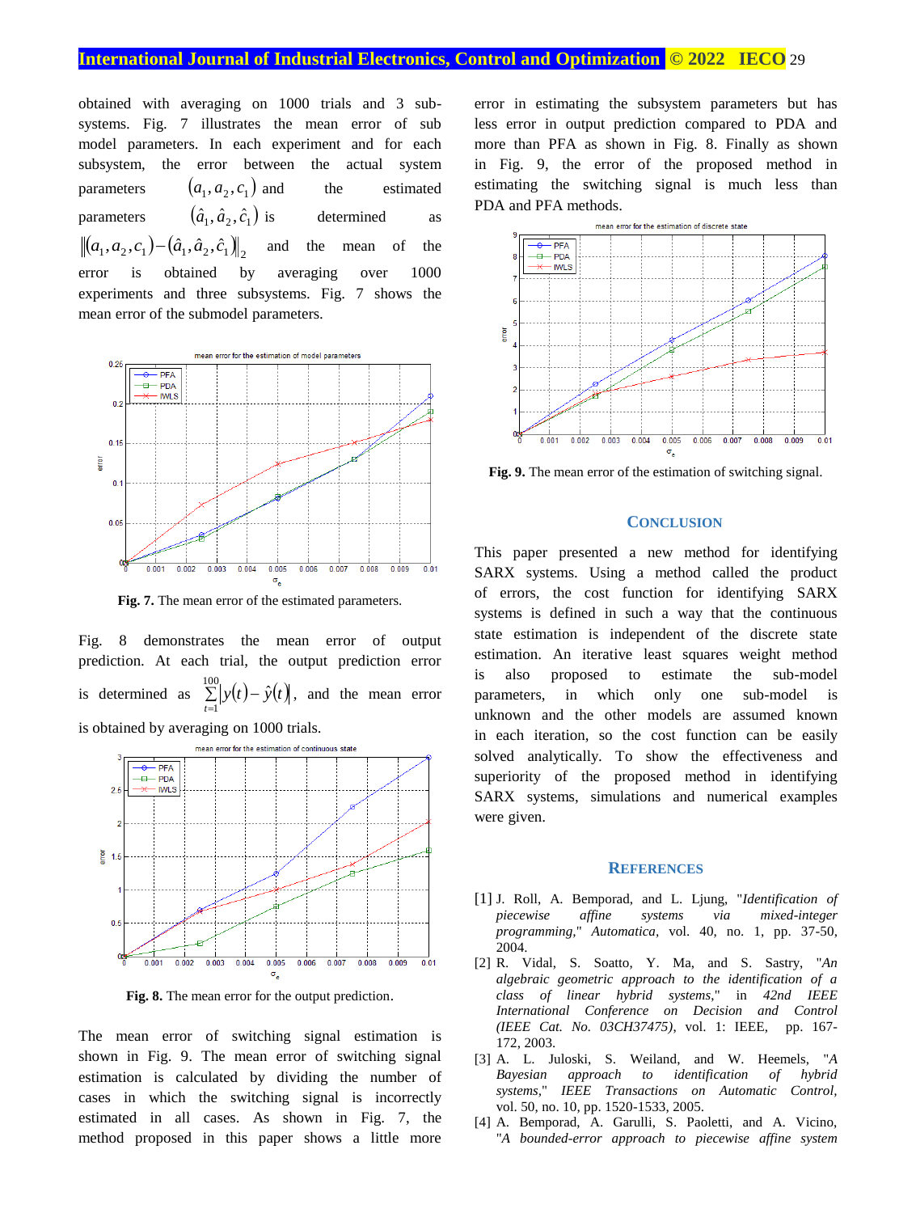obtained with averaging on 1000 trials and 3 sub-systems. Fig. 7 illustrates the mean error of sub model parameters. In each experiment and for each subsystem, the error between the actual system parameters $(a_1, a_2, c_1)$ and the estimated parameters $(\hat{a}_1, \hat{a}_2, \hat{c}_1)$ is determined as $\|(a_1, a_2, c_1) - (\hat{a}_1, \hat{a}_2, \hat{c}_1)\|_2$ and the mean of the error is obtained by averaging over 1000 experiments and three subsystems. Fig. 7 shows the mean error of the submodel parameters.

**Fig. 7.** The mean error of the estimated parameters.

Fig. 8 demonstrates the mean error of output prediction. At each trial, the output prediction error is determined as $\sum_{t=1}^{100} |y(t) - \hat{y}(t)|$, and the mean error is obtained by averaging on 1000 trials.

**Fig. 8.** The mean error for the output prediction.

The mean error of switching signal estimation is shown in Fig. 9. The mean error of switching signal estimation is calculated by dividing the number of cases in which the switching signal is incorrectly estimated in all cases. As shown in Fig. 7, the method proposed in this paper shows a little more error in estimating the subsystem parameters but has less error in output prediction compared to PDA and more than PFA as shown in Fig. 8. Finally as shown in Fig. 9, the error of the proposed method in estimating the switching signal is much less than PDA and PFA methods.

**Fig. 9.** The mean error of the estimation of switching signal.

## Conclusion

This paper presented a new method for identifying SARX systems. Using a method called the product of errors, the cost function for identifying SARX systems is defined in such a way that the continuous state estimation is independent of the discrete state estimation. An iterative least squares weight method is also proposed to estimate the sub-model parameters, in which only one sub-model is unknown and the other models are assumed known in each iteration, so the cost function can be easily solved analytically. To show the effectiveness and superiority of the proposed method in identifying SARX systems, simulations and numerical examples were given.

## References

[1] J. Roll, A. Bemporad, and L. Ljung, "*Identification of piecewise affine systems via mixed-integer programming*," *Automatica*, vol. 40, no. 1, pp. 37-50, 2004.

[2] R. Vidal, S. Soatto, Y. Ma, and S. Sastry, "*An algebraic geometric approach to the identification of a class of linear hybrid systems*," in *42nd IEEE International Conference on Decision and Control (IEEE Cat. No. 03CH37475)*, vol. 1: IEEE, pp. 167-172, 2003.

[3] A. L. Juloski, S. Weiland, and W. Heemels, "*A Bayesian approach to identification of hybrid systems*," *IEEE Transactions on Automatic Control*, vol. 50, no. 10, pp. 1520-1533, 2005.

[4] A. Bemporad, A. Garulli, S. Paoletti, and A. Vicino, "*A bounded-error approach to piecewise affine system*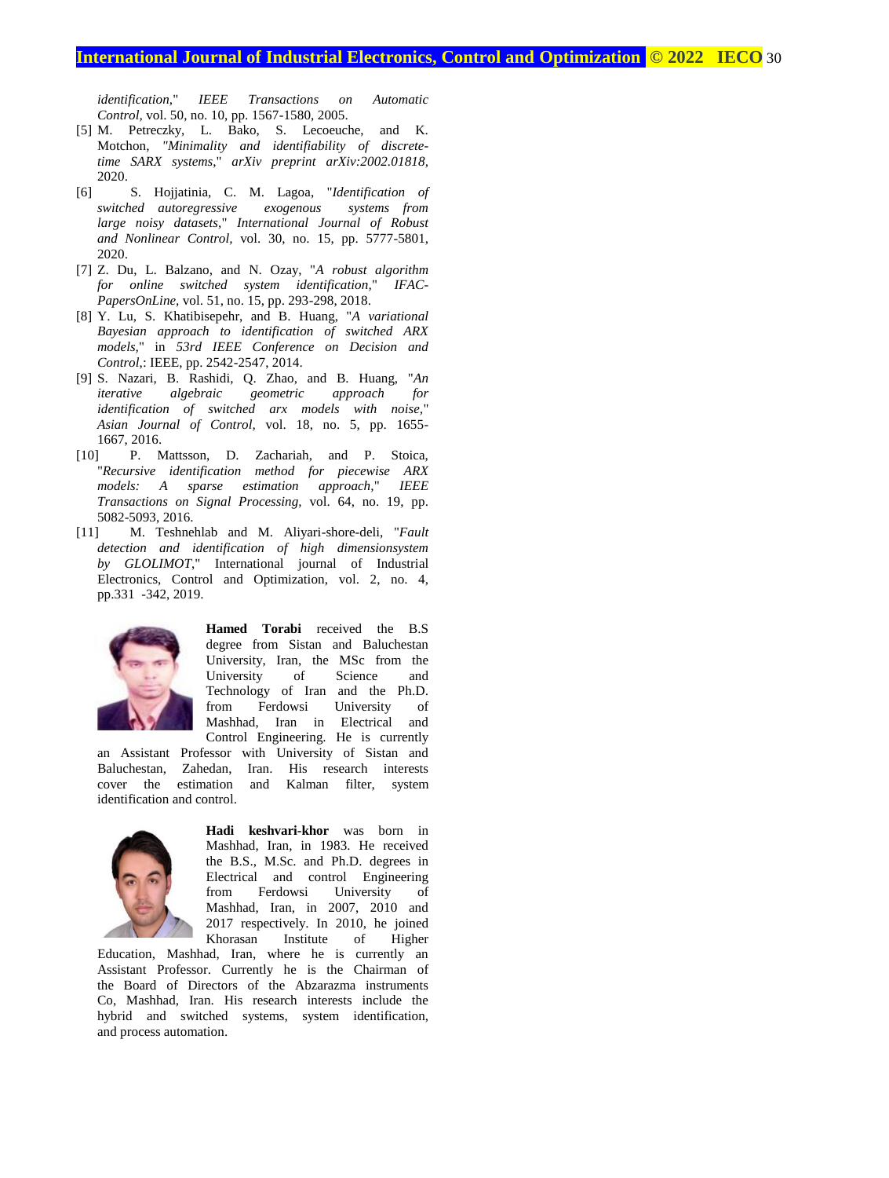*identification*," *IEEE Transactions on Automatic Control*, vol. 50, no. 10, pp. 1567-1580, 2005.

[5] M. Petreczky, L. Bako, S. Lecoeuche, and K. Motchon, *"Minimality and identifiability of discrete-time SARX systems,"* *arXiv preprint arXiv:2002.01818*, 2020.

[6] S. Hojjatinia, C. M. Lagoa, "*Identification of switched autoregressive exogenous systems from large noisy datasets*," *International Journal of Robust and Nonlinear Control*, vol. 30, no. 15, pp. 5777-5801, 2020.

[7] Z. Du, L. Balzano, and N. Ozay, "*A robust algorithm for online switched system identification*," *IFAC-PapersOnLine*, vol. 51, no. 15, pp. 293-298, 2018.

[8] Y. Lu, S. Khatibisepehr, and B. Huang, "*A variational Bayesian approach to identification of switched ARX models*," in *53rd IEEE Conference on Decision and Control*,: IEEE, pp. 2542-2547, 2014.

[9] S. Nazari, B. Rashidi, Q. Zhao, and B. Huang, "*An iterative algebraic geometric approach for identification of switched arx models with noise*," *Asian Journal of Control*, vol. 18, no. 5, pp. 1655-1667, 2016.

[10] P. Mattsson, D. Zachariah, and P. Stoica, "*Recursive identification method for piecewise ARX models: A sparse estimation approach*," *IEEE Transactions on Signal Processing*, vol. 64, no. 19, pp. 5082-5093, 2016.

[11] M. Teshnehlab and M. Aliyari-shore-deli, "*Fault detection and identification of high dimensionsystem by GLOLIMOT*," International journal of Industrial Electronics, Control and Optimization, vol. 2, no. 4, pp.331 -342, 2019.

**Hamed Torabi** received the B.S degree from Sistan and Baluchestan University, Iran, the MSc from the University of Science and Technology of Iran and the Ph.D. from Ferdowsi University of Mashhad, Iran in Electrical and Control Engineering. He is currently an Assistant Professor with University of Sistan and Baluchestan, Zahedan, Iran. His research interests cover the estimation and Kalman filter, system identification and control.

**Hadi keshvari-khor** was born in Mashhad, Iran, in 1983. He received the B.S., M.Sc. and Ph.D. degrees in Electrical and control Engineering from Ferdowsi University of Mashhad, Iran, in 2007, 2010 and 2017 respectively. In 2010, he joined Khorasan Institute of Higher Education, Mashhad, Iran, where he is currently an Assistant Professor. Currently he is the Chairman of the Board of Directors of the Abzarazma instruments Co, Mashhad, Iran. His research interests include the hybrid and switched systems, system identification, and process automation.